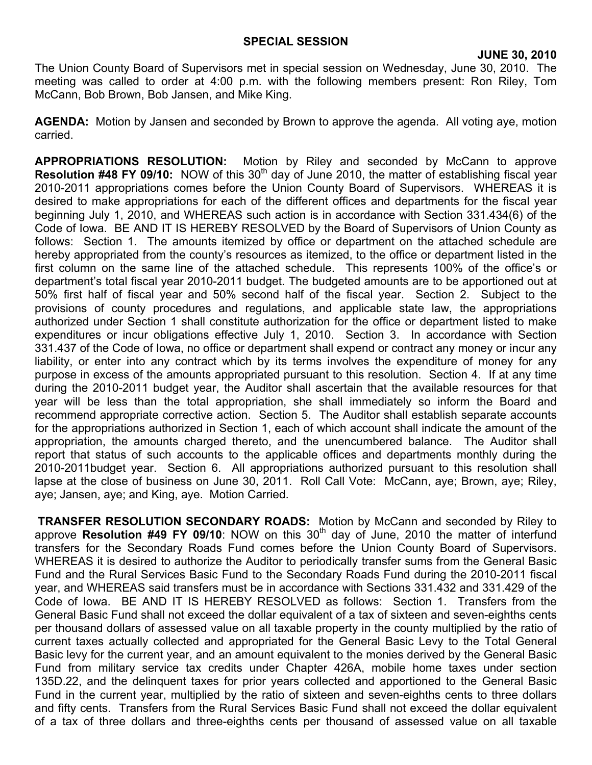# SPECIAL SESSION

**JUNE 30, 2010**

The Union County Board of Supervisors met in special session on Wednesday, June 30, 2010. The meeting was called to order at 4:00 p.m. with the following members present: Ron Riley, Tom McCann, Bob Brown, Bob Jansen, and Mike King.

**AGENDA:** Motion by Jansen and seconded by Brown to approve the agenda. All voting aye, motion carried.

**APPROPRIATIONS RESOLUTION:** Motion by Riley and seconded by McCann to approve **Resolution #48 FY 09/10:** NOW of this 30th day of June 2010, the matter of establishing fiscal year 2010-2011 appropriations comes before the Union County Board of Supervisors. WHEREAS it is desired to make appropriations for each of the different offices and departments for the fiscal year beginning July 1, 2010, and WHEREAS such action is in accordance with Section 331.434(6) of the Code of Iowa. BE AND IT IS HEREBY RESOLVED by the Board of Supervisors of Union County as follows: Section 1. The amounts itemized by office or department on the attached schedule are hereby appropriated from the county's resources as itemized, to the office or department listed in the first column on the same line of the attached schedule. This represents 100% of the office's or department's total fiscal year 2010-2011 budget. The budgeted amounts are to be apportioned out at 50% first half of fiscal year and 50% second half of the fiscal year. Section 2. Subject to the provisions of county procedures and regulations, and applicable state law, the appropriations authorized under Section 1 shall constitute authorization for the office or department listed to make expenditures or incur obligations effective July 1, 2010. Section 3. In accordance with Section 331.437 of the Code of Iowa, no office or department shall expend or contract any money or incur any liability, or enter into any contract which by its terms involves the expenditure of money for any purpose in excess of the amounts appropriated pursuant to this resolution. Section 4. If at any time during the 2010-2011 budget year, the Auditor shall ascertain that the available resources for that year will be less than the total appropriation, she shall immediately so inform the Board and recommend appropriate corrective action. Section 5. The Auditor shall establish separate accounts for the appropriations authorized in Section 1, each of which account shall indicate the amount of the appropriation, the amounts charged thereto, and the unencumbered balance. The Auditor shall report that status of such accounts to the applicable offices and departments monthly during the 2010-2011budget year. Section 6. All appropriations authorized pursuant to this resolution shall lapse at the close of business on June 30, 2011. Roll Call Vote: McCann, aye; Brown, aye; Riley, aye; Jansen, aye; and King, aye. Motion Carried.

**TRANSFER RESOLUTION SECONDARY ROADS:** Motion by McCann and seconded by Riley to approve **Resolution #49 FY 09/10**: NOW on this 30th day of June, 2010 the matter of interfund transfers for the Secondary Roads Fund comes before the Union County Board of Supervisors. WHEREAS it is desired to authorize the Auditor to periodically transfer sums from the General Basic Fund and the Rural Services Basic Fund to the Secondary Roads Fund during the 2010-2011 fiscal year, and WHEREAS said transfers must be in accordance with Sections 331.432 and 331.429 of the Code of Iowa. BE AND IT IS HEREBY RESOLVED as follows: Section 1. Transfers from the General Basic Fund shall not exceed the dollar equivalent of a tax of sixteen and seven-eighths cents per thousand dollars of assessed value on all taxable property in the county multiplied by the ratio of current taxes actually collected and appropriated for the General Basic Levy to the Total General Basic levy for the current year, and an amount equivalent to the monies derived by the General Basic Fund from military service tax credits under Chapter 426A, mobile home taxes under section 135D.22, and the delinquent taxes for prior years collected and apportioned to the General Basic Fund in the current year, multiplied by the ratio of sixteen and seven-eighths cents to three dollars and fifty cents. Transfers from the Rural Services Basic Fund shall not exceed the dollar equivalent of a tax of three dollars and three-eighths cents per thousand of assessed value on all taxable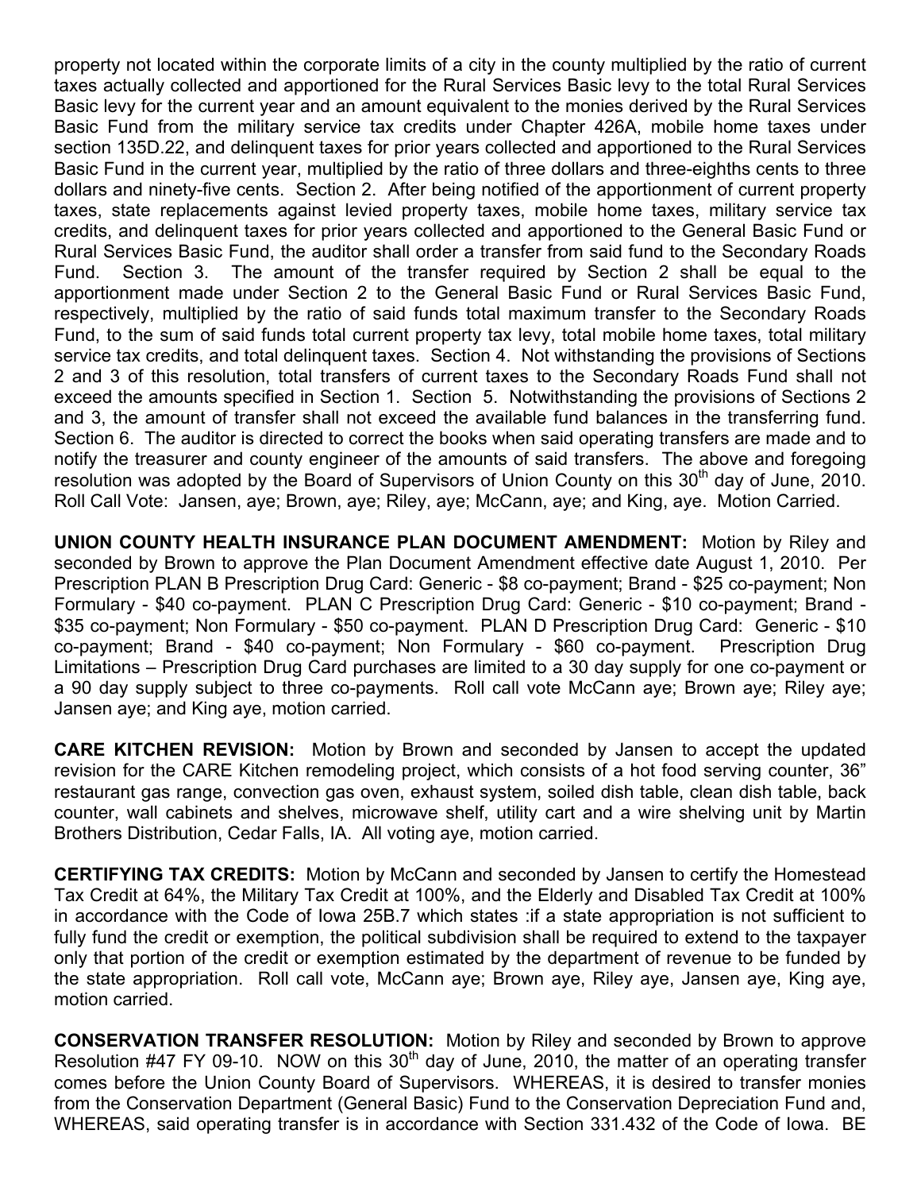property not located within the corporate limits of a city in the county multiplied by the ratio of current taxes actually collected and apportioned for the Rural Services Basic levy to the total Rural Services Basic levy for the current year and an amount equivalent to the monies derived by the Rural Services Basic Fund from the military service tax credits under Chapter 426A, mobile home taxes under section 135D.22, and delinquent taxes for prior years collected and apportioned to the Rural Services Basic Fund in the current year, multiplied by the ratio of three dollars and three-eighths cents to three dollars and ninety-five cents. Section 2. After being notified of the apportionment of current property taxes, state replacements against levied property taxes, mobile home taxes, military service tax credits, and delinquent taxes for prior years collected and apportioned to the General Basic Fund or Rural Services Basic Fund, the auditor shall order a transfer from said fund to the Secondary Roads Fund. Section 3. The amount of the transfer required by Section 2 shall be equal to the apportionment made under Section 2 to the General Basic Fund or Rural Services Basic Fund, respectively, multiplied by the ratio of said funds total maximum transfer to the Secondary Roads Fund, to the sum of said funds total current property tax levy, total mobile home taxes, total military service tax credits, and total delinquent taxes. Section 4. Not withstanding the provisions of Sections 2 and 3 of this resolution, total transfers of current taxes to the Secondary Roads Fund shall not exceed the amounts specified in Section 1. Section 5. Notwithstanding the provisions of Sections 2 and 3, the amount of transfer shall not exceed the available fund balances in the transferring fund. Section 6. The auditor is directed to correct the books when said operating transfers are made and to notify the treasurer and county engineer of the amounts of said transfers. The above and foregoing resolution was adopted by the Board of Supervisors of Union County on this 30th day of June, 2010. Roll Call Vote: Jansen, aye; Brown, aye; Riley, aye; McCann, aye; and King, aye. Motion Carried.

**UNION COUNTY HEALTH INSURANCE PLAN DOCUMENT AMENDMENT:** Motion by Riley and seconded by Brown to approve the Plan Document Amendment effective date August 1, 2010. Per Prescription PLAN B Prescription Drug Card: Generic - $8 co-payment; Brand - $25 co-payment; Non Formulary - $40 co-payment. PLAN C Prescription Drug Card: Generic - $10 co-payment; Brand - $35 co-payment; Non Formulary - $50 co-payment. PLAN D Prescription Drug Card: Generic - $10 co-payment; Brand - $40 co-payment; Non Formulary - $60 co-payment. Prescription Drug Limitations – Prescription Drug Card purchases are limited to a 30 day supply for one co-payment or a 90 day supply subject to three co-payments. Roll call vote McCann aye; Brown aye; Riley aye; Jansen aye; and King aye, motion carried.

**CARE KITCHEN REVISION:** Motion by Brown and seconded by Jansen to accept the updated revision for the CARE Kitchen remodeling project, which consists of a hot food serving counter, 36" restaurant gas range, convection gas oven, exhaust system, soiled dish table, clean dish table, back counter, wall cabinets and shelves, microwave shelf, utility cart and a wire shelving unit by Martin Brothers Distribution, Cedar Falls, IA. All voting aye, motion carried.

**CERTIFYING TAX CREDITS:** Motion by McCann and seconded by Jansen to certify the Homestead Tax Credit at 64%, the Military Tax Credit at 100%, and the Elderly and Disabled Tax Credit at 100% in accordance with the Code of Iowa 25B.7 which states :if a state appropriation is not sufficient to fully fund the credit or exemption, the political subdivision shall be required to extend to the taxpayer only that portion of the credit or exemption estimated by the department of revenue to be funded by the state appropriation. Roll call vote, McCann aye; Brown aye, Riley aye, Jansen aye, King aye, motion carried.

**CONSERVATION TRANSFER RESOLUTION:** Motion by Riley and seconded by Brown to approve Resolution #47 FY 09-10. NOW on this 30th day of June, 2010, the matter of an operating transfer comes before the Union County Board of Supervisors. WHEREAS, it is desired to transfer monies from the Conservation Department (General Basic) Fund to the Conservation Depreciation Fund and, WHEREAS, said operating transfer is in accordance with Section 331.432 of the Code of Iowa. BE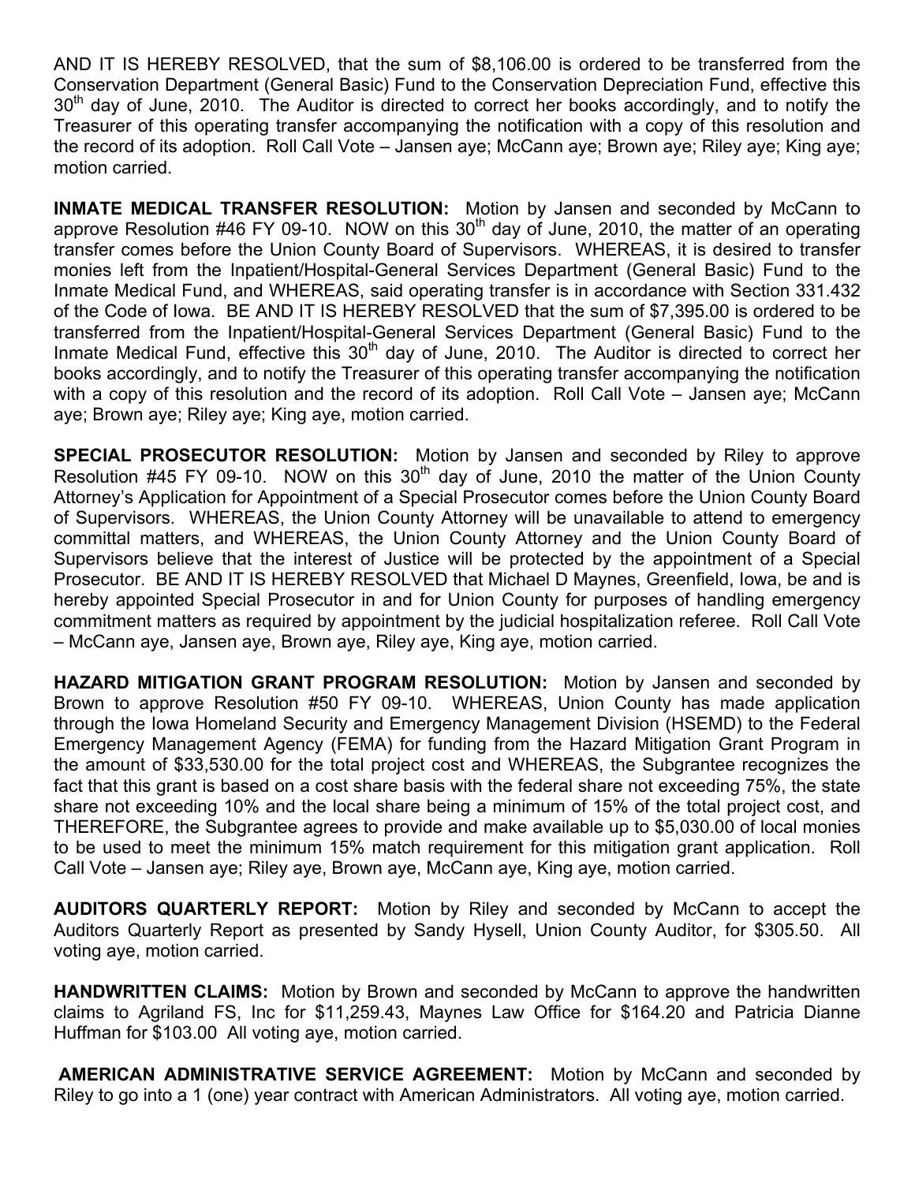AND IT IS HEREBY RESOLVED, that the sum of $8,106.00 is ordered to be transferred from the Conservation Department (General Basic) Fund to the Conservation Depreciation Fund, effective this 30th day of June, 2010. The Auditor is directed to correct her books accordingly, and to notify the Treasurer of this operating transfer accompanying the notification with a copy of this resolution and the record of its adoption. Roll Call Vote – Jansen aye; McCann aye; Brown aye; Riley aye; King aye; motion carried.

**INMATE MEDICAL TRANSFER RESOLUTION:** Motion by Jansen and seconded by McCann to approve Resolution #46 FY 09-10. NOW on this 30th day of June, 2010, the matter of an operating transfer comes before the Union County Board of Supervisors. WHEREAS, it is desired to transfer monies left from the Inpatient/Hospital-General Services Department (General Basic) Fund to the Inmate Medical Fund, and WHEREAS, said operating transfer is in accordance with Section 331.432 of the Code of Iowa. BE AND IT IS HEREBY RESOLVED that the sum of $7,395.00 is ordered to be transferred from the Inpatient/Hospital-General Services Department (General Basic) Fund to the Inmate Medical Fund, effective this 30th day of June, 2010. The Auditor is directed to correct her books accordingly, and to notify the Treasurer of this operating transfer accompanying the notification with a copy of this resolution and the record of its adoption. Roll Call Vote – Jansen aye; McCann aye; Brown aye; Riley aye; King aye, motion carried.

**SPECIAL PROSECUTOR RESOLUTION:** Motion by Jansen and seconded by Riley to approve Resolution #45 FY 09-10. NOW on this 30th day of June, 2010 the matter of the Union County Attorney's Application for Appointment of a Special Prosecutor comes before the Union County Board of Supervisors. WHEREAS, the Union County Attorney will be unavailable to attend to emergency committal matters, and WHEREAS, the Union County Attorney and the Union County Board of Supervisors believe that the interest of Justice will be protected by the appointment of a Special Prosecutor. BE AND IT IS HEREBY RESOLVED that Michael D Maynes, Greenfield, Iowa, be and is hereby appointed Special Prosecutor in and for Union County for purposes of handling emergency commitment matters as required by appointment by the judicial hospitalization referee. Roll Call Vote – McCann aye, Jansen aye, Brown aye, Riley aye, King aye, motion carried.

**HAZARD MITIGATION GRANT PROGRAM RESOLUTION:** Motion by Jansen and seconded by Brown to approve Resolution #50 FY 09-10. WHEREAS, Union County has made application through the Iowa Homeland Security and Emergency Management Division (HSEMD) to the Federal Emergency Management Agency (FEMA) for funding from the Hazard Mitigation Grant Program in the amount of $33,530.00 for the total project cost and WHEREAS, the Subgrantee recognizes the fact that this grant is based on a cost share basis with the federal share not exceeding 75%, the state share not exceeding 10% and the local share being a minimum of 15% of the total project cost, and THEREFORE, the Subgrantee agrees to provide and make available up to $5,030.00 of local monies to be used to meet the minimum 15% match requirement for this mitigation grant application. Roll Call Vote – Jansen aye; Riley aye, Brown aye, McCann aye, King aye, motion carried.

**AUDITORS QUARTERLY REPORT:** Motion by Riley and seconded by McCann to accept the Auditors Quarterly Report as presented by Sandy Hysell, Union County Auditor, for $305.50. All voting aye, motion carried.

**HANDWRITTEN CLAIMS:** Motion by Brown and seconded by McCann to approve the handwritten claims to Agriland FS, Inc for $11,259.43, Maynes Law Office for $164.20 and Patricia Dianne Huffman for $103.00 All voting aye, motion carried.

**AMERICAN ADMINISTRATIVE SERVICE AGREEMENT:** Motion by McCann and seconded by Riley to go into a 1 (one) year contract with American Administrators. All voting aye, motion carried.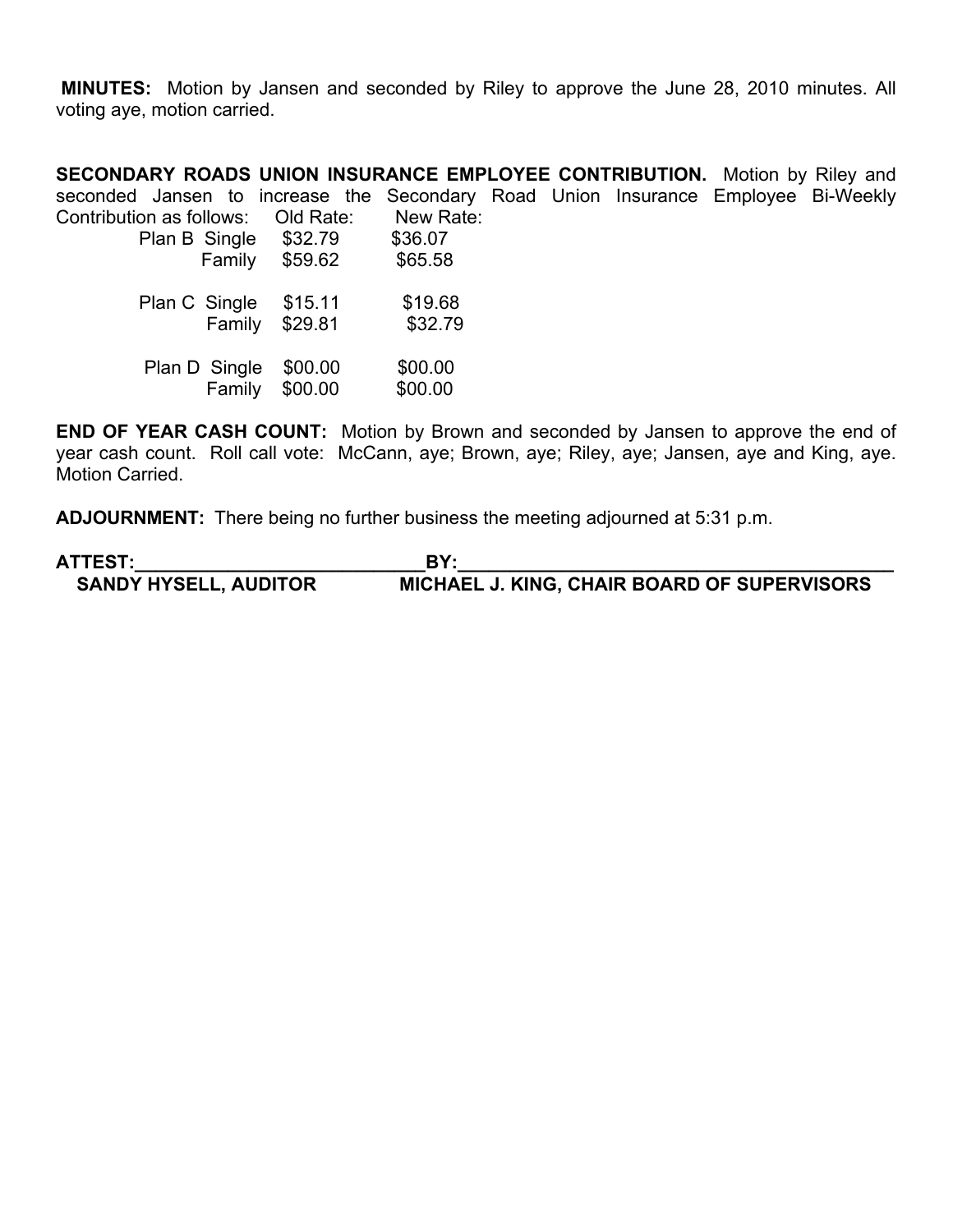**MINUTES:** Motion by Jansen and seconded by Riley to approve the June 28, 2010 minutes. All voting aye, motion carried.

**SECONDARY ROADS UNION INSURANCE EMPLOYEE CONTRIBUTION.** Motion by Riley and seconded Jansen to increase the Secondary Road Union Insurance Employee Bi-Weekly Contribution as follows:

| | | Old Rate: | New Rate: |
|---|---|---|---|
| Plan B | Single | $32.79 | $36.07 |
| | Family | $59.62 | $65.58 |
| Plan C | Single | $15.11 | $19.68 |
| | Family | $29.81 | $32.79 |
| Plan D | Single | $00.00 | $00.00 |
| | Family | $00.00 | $00.00 |

**END OF YEAR CASH COUNT:** Motion by Brown and seconded by Jansen to approve the end of year cash count. Roll call vote: McCann, aye; Brown, aye; Riley, aye; Jansen, aye and King, aye. Motion Carried.

**ADJOURNMENT:** There being no further business the meeting adjourned at 5:31 p.m.

**ATTEST:**____________________________ **BY:**__________________________________________

**SANDY HYSELL, AUDITOR** **MICHAEL J. KING, CHAIR BOARD OF SUPERVISORS**